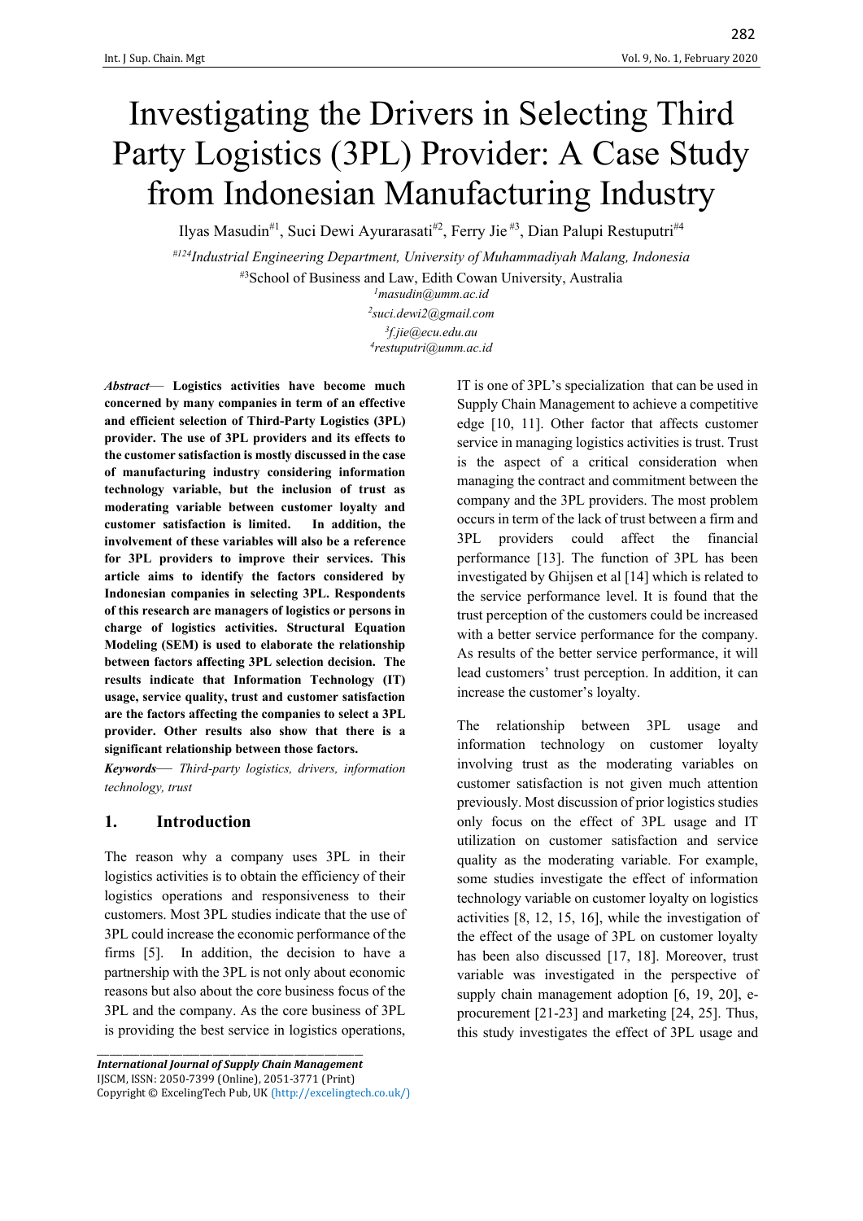# Investigating the Drivers in Selecting Third Party Logistics (3PL) Provider: A Case Study from Indonesian Manufacturing Industry

Ilyas Masudin[#1], Suci Dewi Ayurarasati[#2], Ferry Jie [#3], Dian Palupi Restuputri[#4]

[#124]*Industrial Engineering Department, University of Muhammadiyah Malang, Indonesia*

[#3]School of Business and Law, Edith Cowan University, Australia

[1]*masudin@umm.ac.id*

[2]*suci.dewi2@gmail.com*

[3]*f.jie@ecu.edu.au*

[4]*restuputri@umm.ac.id*

***Abstract*— Logistics activities have become much concerned by many companies in term of an effective and efficient selection of Third-Party Logistics (3PL) provider. The use of 3PL providers and its effects to the customer satisfaction is mostly discussed in the case of manufacturing industry considering information technology variable, but the inclusion of trust as moderating variable between customer loyalty and customer satisfaction is limited. In addition, the involvement of these variables will also be a reference for 3PL providers to improve their services. This article aims to identify the factors considered by Indonesian companies in selecting 3PL. Respondents of this research are managers of logistics or persons in charge of logistics activities. Structural Equation Modeling (SEM) is used to elaborate the relationship between factors affecting 3PL selection decision. The results indicate that Information Technology (IT) usage, service quality, trust and customer satisfaction are the factors affecting the companies to select a 3PL provider. Other results also show that there is a significant relationship between those factors.**

***Keywords*— *Third-party logistics, drivers, information technology, trust***

## 1. Introduction

The reason why a company uses 3PL in their logistics activities is to obtain the efficiency of their logistics operations and responsiveness to their customers. Most 3PL studies indicate that the use of 3PL could increase the economic performance of the firms [5]. In addition, the decision to have a partnership with the 3PL is not only about economic reasons but also about the core business focus of the 3PL and the company. As the core business of 3PL is providing the best service in logistics operations, IT is one of 3PL's specialization that can be used in Supply Chain Management to achieve a competitive edge [10, 11]. Other factor that affects customer service in managing logistics activities is trust. Trust is the aspect of a critical consideration when managing the contract and commitment between the company and the 3PL providers. The most problem occurs in term of the lack of trust between a firm and 3PL providers could affect the financial performance [13]. The function of 3PL has been investigated by Ghijsen et al [14] which is related to the service performance level. It is found that the trust perception of the customers could be increased with a better service performance for the company. As results of the better service performance, it will lead customers' trust perception. In addition, it can increase the customer's loyalty.

The relationship between 3PL usage and information technology on customer loyalty involving trust as the moderating variables on customer satisfaction is not given much attention previously. Most discussion of prior logistics studies only focus on the effect of 3PL usage and IT utilization on customer satisfaction and service quality as the moderating variable. For example, some studies investigate the effect of information technology variable on customer loyalty on logistics activities [8, 12, 15, 16], while the investigation of the effect of the usage of 3PL on customer loyalty has been also discussed [17, 18]. Moreover, trust variable was investigated in the perspective of supply chain management adoption [6, 19, 20], e-procurement [21-23] and marketing [24, 25]. Thus, this study investigates the effect of 3PL usage and

---

***International Journal of Supply Chain Management***
IJSCM, ISSN: 2050-7399 (Online), 2051-3771 (Print)
Copyright © ExcelingTech Pub, UK (http://excelingtech.co.uk/)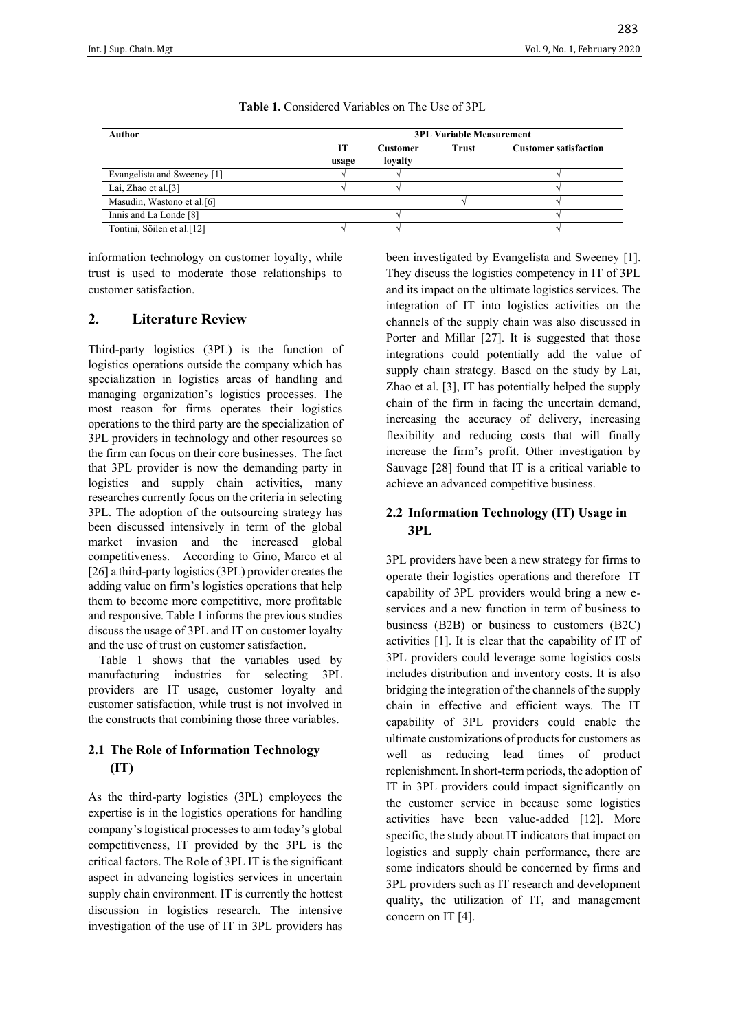**Table 1.** Considered Variables on The Use of 3PL

| Author | 3PL Variable Measurement | | | |
|---|---|---|---|---|
| | IT usage | Customer loyalty | Trust | Customer satisfaction |
| Evangelista and Sweeney [1] | √ | √ | | √ |
| Lai, Zhao et al.[3] | √ | √ | | √ |
| Masudin, Wastono et al.[6] | | | √ | √ |
| Innis and La Londe [8] | | √ | | √ |
| Tontini, Söilen et al.[12] | √ | √ | | √ |

information technology on customer loyalty, while trust is used to moderate those relationships to customer satisfaction.

## 2. Literature Review

Third-party logistics (3PL) is the function of logistics operations outside the company which has specialization in logistics areas of handling and managing organization's logistics processes. The most reason for firms operates their logistics operations to the third party are the specialization of 3PL providers in technology and other resources so the firm can focus on their core businesses. The fact that 3PL provider is now the demanding party in logistics and supply chain activities, many researches currently focus on the criteria in selecting 3PL. The adoption of the outsourcing strategy has been discussed intensively in term of the global market invasion and the increased global competitiveness. According to Gino, Marco et al [26] a third-party logistics (3PL) provider creates the adding value on firm's logistics operations that help them to become more competitive, more profitable and responsive. Table 1 informs the previous studies discuss the usage of 3PL and IT on customer loyalty and the use of trust on customer satisfaction.

Table 1 shows that the variables used by manufacturing industries for selecting 3PL providers are IT usage, customer loyalty and customer satisfaction, while trust is not involved in the constructs that combining those three variables.

### 2.1 The Role of Information Technology (IT)

As the third-party logistics (3PL) employees the expertise is in the logistics operations for handling company's logistical processes to aim today's global competitiveness, IT provided by the 3PL is the critical factors. The Role of 3PL IT is the significant aspect in advancing logistics services in uncertain supply chain environment. IT is currently the hottest discussion in logistics research. The intensive investigation of the use of IT in 3PL providers has been investigated by Evangelista and Sweeney [1]. They discuss the logistics competency in IT of 3PL and its impact on the ultimate logistics services. The integration of IT into logistics activities on the channels of the supply chain was also discussed in Porter and Millar [27]. It is suggested that those integrations could potentially add the value of supply chain strategy. Based on the study by Lai, Zhao et al. [3], IT has potentially helped the supply chain of the firm in facing the uncertain demand, increasing the accuracy of delivery, increasing flexibility and reducing costs that will finally increase the firm's profit. Other investigation by Sauvage [28] found that IT is a critical variable to achieve an advanced competitive business.

### 2.2 Information Technology (IT) Usage in 3PL

3PL providers have been a new strategy for firms to operate their logistics operations and therefore IT capability of 3PL providers would bring a new e-services and a new function in term of business to business (B2B) or business to customers (B2C) activities [1]. It is clear that the capability of IT of 3PL providers could leverage some logistics costs includes distribution and inventory costs. It is also bridging the integration of the channels of the supply chain in effective and efficient ways. The IT capability of 3PL providers could enable the ultimate customizations of products for customers as well as reducing lead times of product replenishment. In short-term periods, the adoption of IT in 3PL providers could impact significantly on the customer service in because some logistics activities have been value-added [12]. More specific, the study about IT indicators that impact on logistics and supply chain performance, there are some indicators should be concerned by firms and 3PL providers such as IT research and development quality, the utilization of IT, and management concern on IT [4].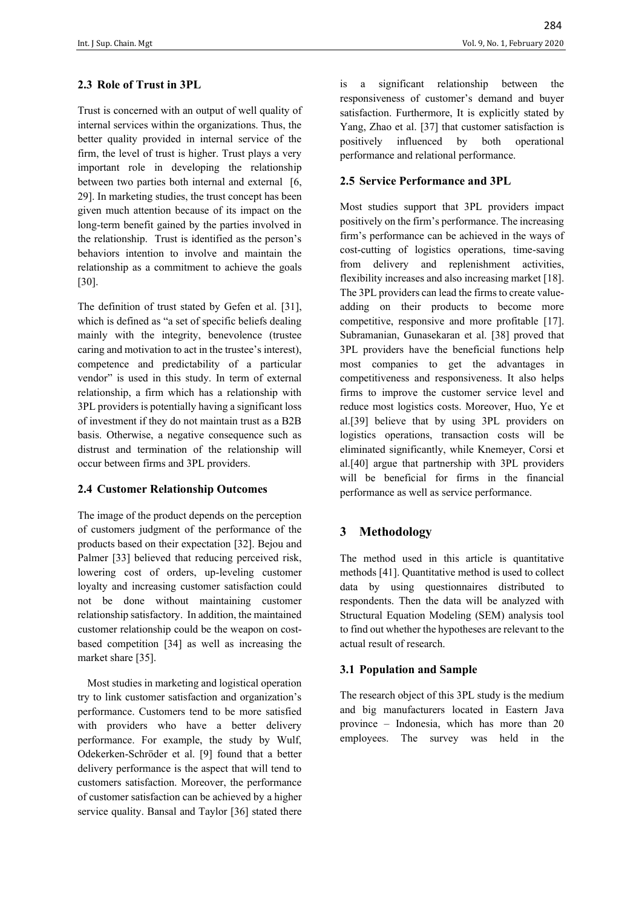### 2.3 Role of Trust in 3PL

Trust is concerned with an output of well quality of internal services within the organizations. Thus, the better quality provided in internal service of the firm, the level of trust is higher. Trust plays a very important role in developing the relationship between two parties both internal and external [6, 29]. In marketing studies, the trust concept has been given much attention because of its impact on the long-term benefit gained by the parties involved in the relationship. Trust is identified as the person's behaviors intention to involve and maintain the relationship as a commitment to achieve the goals [30].

The definition of trust stated by Gefen et al. [31], which is defined as "a set of specific beliefs dealing mainly with the integrity, benevolence (trustee caring and motivation to act in the trustee's interest), competence and predictability of a particular vendor" is used in this study. In term of external relationship, a firm which has a relationship with 3PL providers is potentially having a significant loss of investment if they do not maintain trust as a B2B basis. Otherwise, a negative consequence such as distrust and termination of the relationship will occur between firms and 3PL providers.

### 2.4 Customer Relationship Outcomes

The image of the product depends on the perception of customers judgment of the performance of the products based on their expectation [32]. Bejou and Palmer [33] believed that reducing perceived risk, lowering cost of orders, up-leveling customer loyalty and increasing customer satisfaction could not be done without maintaining customer relationship satisfactory. In addition, the maintained customer relationship could be the weapon on cost-based competition [34] as well as increasing the market share [35].

Most studies in marketing and logistical operation try to link customer satisfaction and organization's performance. Customers tend to be more satisfied with providers who have a better delivery performance. For example, the study by Wulf, Odekerken-Schröder et al. [9] found that a better delivery performance is the aspect that will tend to customers satisfaction. Moreover, the performance of customer satisfaction can be achieved by a higher service quality. Bansal and Taylor [36] stated there is a significant relationship between the responsiveness of customer's demand and buyer satisfaction. Furthermore, It is explicitly stated by Yang, Zhao et al. [37] that customer satisfaction is positively influenced by both operational performance and relational performance.

### 2.5 Service Performance and 3PL

Most studies support that 3PL providers impact positively on the firm's performance. The increasing firm's performance can be achieved in the ways of cost-cutting of logistics operations, time-saving from delivery and replenishment activities, flexibility increases and also increasing market [18]. The 3PL providers can lead the firms to create value-adding on their products to become more competitive, responsive and more profitable [17]. Subramanian, Gunasekaran et al. [38] proved that 3PL providers have the beneficial functions help most companies to get the advantages in competitiveness and responsiveness. It also helps firms to improve the customer service level and reduce most logistics costs. Moreover, Huo, Ye et al.[39] believe that by using 3PL providers on logistics operations, transaction costs will be eliminated significantly, while Knemeyer, Corsi et al.[40] argue that partnership with 3PL providers will be beneficial for firms in the financial performance as well as service performance.

## 3 Methodology

The method used in this article is quantitative methods [41]. Quantitative method is used to collect data by using questionnaires distributed to respondents. Then the data will be analyzed with Structural Equation Modeling (SEM) analysis tool to find out whether the hypotheses are relevant to the actual result of research.

### 3.1 Population and Sample

The research object of this 3PL study is the medium and big manufacturers located in Eastern Java province – Indonesia, which has more than 20 employees. The survey was held in the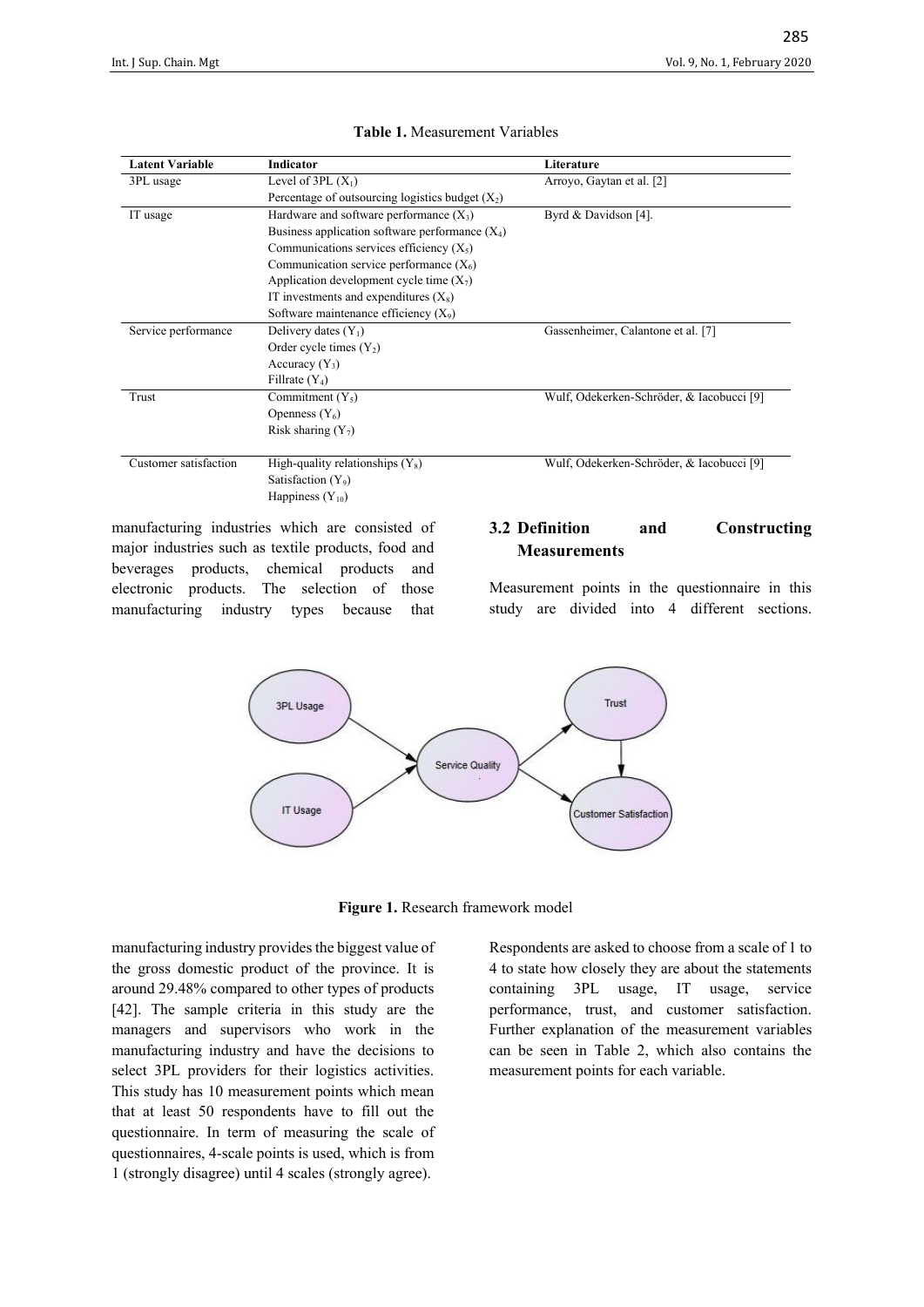**Table 1.** Measurement Variables

| Latent Variable | Indicator | Literature |
| --- | --- | --- |
| 3PL usage | Level of 3PL ($X_1$) | Arroyo, Gaytan et al. [2] |
| | Percentage of outsourcing logistics budget ($X_2$) | |
| IT usage | Hardware and software performance ($X_3$) | Byrd & Davidson [4]. |
| | Business application software performance ($X_4$) | |
| | Communications services efficiency ($X_5$) | |
| | Communication service performance ($X_6$) | |
| | Application development cycle time ($X_7$) | |
| | IT investments and expenditures ($X_8$) | |
| | Software maintenance efficiency ($X_9$) | |
| Service performance | Delivery dates ($Y_1$) | Gassenheimer, Calantone et al. [7] |
| | Order cycle times ($Y_2$) | |
| | Accuracy ($Y_3$) | |
| | Fillrate ($Y_4$) | |
| Trust | Commitment ($Y_5$) | Wulf, Odekerken-Schröder, & Iacobucci [9] |
| | Openness ($Y_6$) | |
| | Risk sharing ($Y_7$) | |
| Customer satisfaction | High-quality relationships ($Y_8$) | Wulf, Odekerken-Schröder, & Iacobucci [9] |
| | Satisfaction ($Y_9$) | |
| | Happiness ($Y_{10}$) | |

manufacturing industries which are consisted of major industries such as textile products, food and beverages products, chemical products and electronic products. The selection of those manufacturing industry types because that manufacturing industry provides the biggest value of the gross domestic product of the province. It is around 29.48% compared to other types of products [42]. The sample criteria in this study are the managers and supervisors who work in the manufacturing industry and have the decisions to select 3PL providers for their logistics activities. This study has 10 measurement points which mean that at least 50 respondents have to fill out the questionnaire. In term of measuring the scale of questionnaires, 4-scale points is used, which is from 1 (strongly disagree) until 4 scales (strongly agree).

## 3.2 Definition and Constructing Measurements

Measurement points in the questionnaire in this study are divided into 4 different sections. Respondents are asked to choose from a scale of 1 to 4 to state how closely they are about the statements containing 3PL usage, IT usage, service performance, trust, and customer satisfaction. Further explanation of the measurement variables can be seen in Table 2, which also contains the measurement points for each variable.

**Figure 1.** Research framework model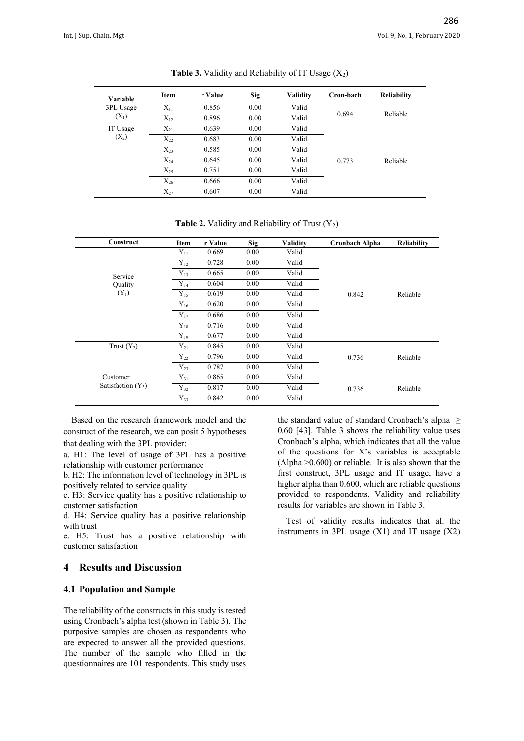**Table 3.** Validity and Reliability of IT Usage ($X_2$)

| Variable | Item | r Value | Sig | Validity | Cron-bach | Reliability |
|---|---|---|---|---|---|---|
| 3PL Usage ($X_1$) | $X_{11}$ | 0.856 | 0.00 | Valid | 0.694 | Reliable |
| | $X_{12}$ | 0.896 | 0.00 | Valid | | |
| IT Usage ($X_2$) | $X_{21}$ | 0.639 | 0.00 | Valid | 0.773 | Reliable |
| | $X_{22}$ | 0.683 | 0.00 | Valid | | |
| | $X_{23}$ | 0.585 | 0.00 | Valid | | |
| | $X_{24}$ | 0.645 | 0.00 | Valid | | |
| | $X_{25}$ | 0.751 | 0.00 | Valid | | |
| | $X_{26}$ | 0.666 | 0.00 | Valid | | |
| | $X_{27}$ | 0.607 | 0.00 | Valid | | |

**Table 2.** Validity and Reliability of Trust ($Y_2$)

| Construct | Item | r Value | Sig | Validity | Cronbach Alpha | Reliability |
|---|---|---|---|---|---|---|
| Service Quality ($Y_1$) | $Y_{11}$ | 0.669 | 0.00 | Valid | 0.842 | Reliable |
| | $Y_{12}$ | 0.728 | 0.00 | Valid | | |
| | $Y_{13}$ | 0.665 | 0.00 | Valid | | |
| | $Y_{14}$ | 0.604 | 0.00 | Valid | | |
| | $Y_{15}$ | 0.619 | 0.00 | Valid | | |
| | $Y_{16}$ | 0.620 | 0.00 | Valid | | |
| | $Y_{17}$ | 0.686 | 0.00 | Valid | | |
| | $Y_{18}$ | 0.716 | 0.00 | Valid | | |
| | $Y_{19}$ | 0.677 | 0.00 | Valid | | |
| Trust ($Y_2$) | $Y_{21}$ | 0.845 | 0.00 | Valid | 0.736 | Reliable |
| | $Y_{22}$ | 0.796 | 0.00 | Valid | | |
| | $Y_{23}$ | 0.787 | 0.00 | Valid | | |
| Customer Satisfaction ($Y_3$) | $Y_{31}$ | 0.865 | 0.00 | Valid | 0.736 | Reliable |
| | $Y_{32}$ | 0.817 | 0.00 | Valid | | |
| | $Y_{33}$ | 0.842 | 0.00 | Valid | | |

Based on the research framework model and the construct of the research, we can posit 5 hypotheses that dealing with the 3PL provider:

a. H1: The level of usage of 3PL has a positive relationship with customer performance
b. H2: The information level of technology in 3PL is positively related to service quality
c. H3: Service quality has a positive relationship to customer satisfaction
d. H4: Service quality has a positive relationship with trust
e. H5: Trust has a positive relationship with customer satisfaction

## 4 Results and Discussion

### 4.1 Population and Sample

The reliability of the constructs in this study is tested using Cronbach's alpha test (shown in Table 3). The purposive samples are chosen as respondents who are expected to answer all the provided questions. The number of the sample who filled in the questionnaires are 101 respondents. This study uses the standard value of standard Cronbach's alpha $\geq$ 0.60 [43]. Table 3 shows the reliability value uses Cronbach's alpha, which indicates that all the value of the questions for X's variables is acceptable (Alpha >0.600) or reliable. It is also shown that the first construct, 3PL usage and IT usage, have a higher alpha than 0.600, which are reliable questions provided to respondents. Validity and reliability results for variables are shown in Table 3.

Test of validity results indicates that all the instruments in 3PL usage (X1) and IT usage (X2)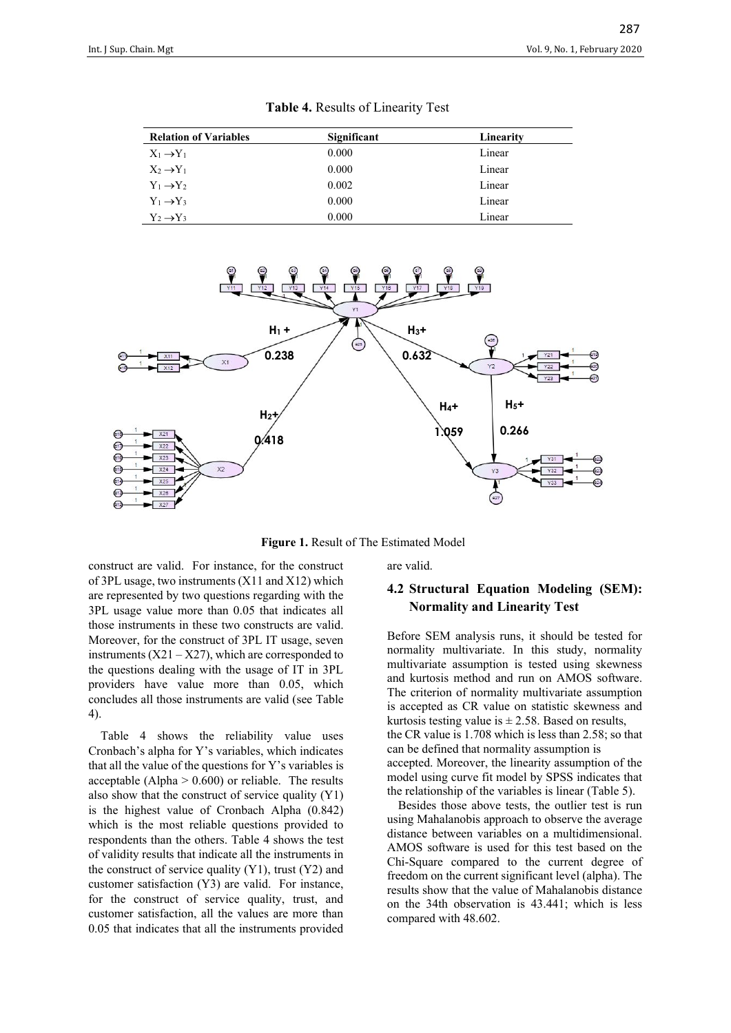**Table 4.** Results of Linearity Test

| Relation of Variables | Significant | Linearity |
|---|---|---|
| $X_1 \rightarrow Y_1$ | 0.000 | Linear |
| $X_2 \rightarrow Y_1$ | 0.000 | Linear |
| $Y_1 \rightarrow Y_2$ | 0.002 | Linear |
| $Y_1 \rightarrow Y_3$ | 0.000 | Linear |
| $Y_2 \rightarrow Y_3$ | 0.000 | Linear |

**Figure 1.** Result of The Estimated Model

construct are valid. For instance, for the construct of 3PL usage, two instruments (X11 and X12) which are represented by two questions regarding with the 3PL usage value more than 0.05 that indicates all those instruments in these two constructs are valid. Moreover, for the construct of 3PL IT usage, seven instruments (X21 – X27), which are corresponded to the questions dealing with the usage of IT in 3PL providers have value more than 0.05, which concludes all those instruments are valid (see Table 4).

Table 4 shows the reliability value uses Cronbach's alpha for Y's variables, which indicates that all the value of the questions for Y's variables is acceptable (Alpha > 0.600) or reliable. The results also show that the construct of service quality (Y1) is the highest value of Cronbach Alpha (0.842) which is the most reliable questions provided to respondents than the others. Table 4 shows the test of validity results that indicate all the instruments in the construct of service quality (Y1), trust (Y2) and customer satisfaction (Y3) are valid. For instance, for the construct of service quality, trust, and customer satisfaction, all the values are more than 0.05 that indicates that all the instruments provided are valid.

## 4.2 Structural Equation Modeling (SEM): Normality and Linearity Test

Before SEM analysis runs, it should be tested for normality multivariate. In this study, normality multivariate assumption is tested using skewness and kurtosis method and run on AMOS software. The criterion of normality multivariate assumption is accepted as CR value on statistic skewness and kurtosis testing value is ± 2.58. Based on results, the CR value is 1.708 which is less than 2.58; so that can be defined that normality assumption is accepted. Moreover, the linearity assumption of the model using curve fit model by SPSS indicates that the relationship of the variables is linear (Table 5).

Besides those above tests, the outlier test is run using Mahalanobis approach to observe the average distance between variables on a multidimensional. AMOS software is used for this test based on the Chi-Square compared to the current degree of freedom on the current significant level (alpha). The results show that the value of Mahalanobis distance on the 34th observation is 43.441; which is less compared with 48.602.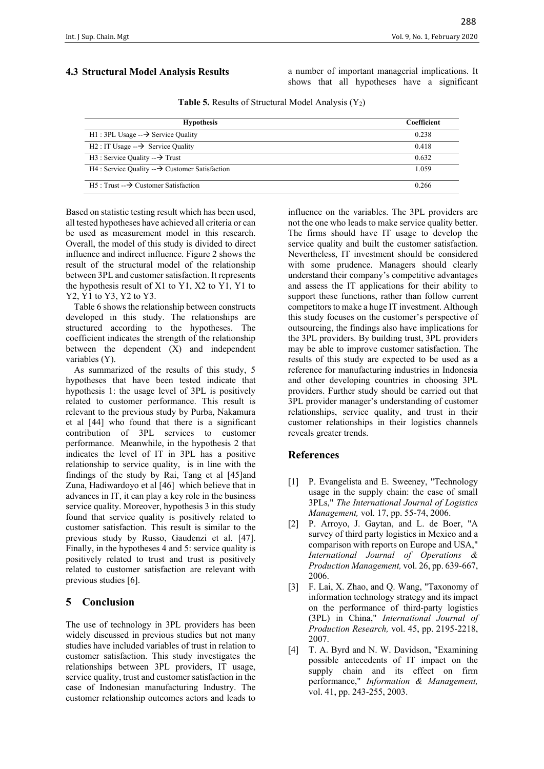### 4.3 Structural Model Analysis Results

**Table 5.** Results of Structural Model Analysis ($Y_2$)

| Hypothesis | Coefficient |
|---|---|
| H1 : 3PL Usage --→ Service Quality | 0.238 |
| H2 : IT Usage --→ Service Quality | 0.418 |
| H3 : Service Quality --→ Trust | 0.632 |
| H4 : Service Quality --→ Customer Satisfaction | 1.059 |
| H5 : Trust --→ Customer Satisfaction | 0.266 |

Based on statistic testing result which has been used, all tested hypotheses have achieved all criteria or can be used as measurement model in this research. Overall, the model of this study is divided to direct influence and indirect influence. Figure 2 shows the result of the structural model of the relationship between 3PL and customer satisfaction. It represents the hypothesis result of X1 to Y1, X2 to Y1, Y1 to Y2, Y1 to Y3, Y2 to Y3.

Table 6 shows the relationship between constructs developed in this study. The relationships are structured according to the hypotheses. The coefficient indicates the strength of the relationship between the dependent (X) and independent variables (Y).

As summarized of the results of this study, 5 hypotheses that have been tested indicate that hypothesis 1: the usage level of 3PL is positively related to customer performance. This result is relevant to the previous study by Purba, Nakamura et al [44] who found that there is a significant contribution of 3PL services to customer performance. Meanwhile, in the hypothesis 2 that indicates the level of IT in 3PL has a positive relationship to service quality, is in line with the findings of the study by Rai, Tang et al [45]and Zuna, Hadiwardoyo et al [46] which believe that in advances in IT, it can play a key role in the business service quality. Moreover, hypothesis 3 in this study found that service quality is positively related to customer satisfaction. This result is similar to the previous study by Russo, Gaudenzi et al. [47]. Finally, in the hypotheses 4 and 5: service quality is positively related to trust and trust is positively related to customer satisfaction are relevant with previous studies [6].

## 5 Conclusion

The use of technology in 3PL providers has been widely discussed in previous studies but not many studies have included variables of trust in relation to customer satisfaction. This study investigates the relationships between 3PL providers, IT usage, service quality, trust and customer satisfaction in the case of Indonesian manufacturing Industry. The customer relationship outcomes actors and leads to a number of important managerial implications. It shows that all hypotheses have a significant influence on the variables. The 3PL providers are not the one who leads to make service quality better. The firms should have IT usage to develop the service quality and built the customer satisfaction. Nevertheless, IT investment should be considered with some prudence. Managers should clearly understand their company's competitive advantages and assess the IT applications for their ability to support these functions, rather than follow current competitors to make a huge IT investment. Although this study focuses on the customer's perspective of outsourcing, the findings also have implications for the 3PL providers. By building trust, 3PL providers may be able to improve customer satisfaction. The results of this study are expected to be used as a reference for manufacturing industries in Indonesia and other developing countries in choosing 3PL providers. Further study should be carried out that 3PL provider manager's understanding of customer relationships, service quality, and trust in their customer relationships in their logistics channels reveals greater trends.

## References

[1] P. Evangelista and E. Sweeney, "Technology usage in the supply chain: the case of small 3PLs," *The International Journal of Logistics Management,* vol. 17, pp. 55-74, 2006.

[2] P. Arroyo, J. Gaytan, and L. de Boer, "A survey of third party logistics in Mexico and a comparison with reports on Europe and USA," *International Journal of Operations & Production Management,* vol. 26, pp. 639-667, 2006.

[3] F. Lai, X. Zhao, and Q. Wang, "Taxonomy of information technology strategy and its impact on the performance of third-party logistics (3PL) in China," *International Journal of Production Research,* vol. 45, pp. 2195-2218, 2007.

[4] T. A. Byrd and N. W. Davidson, "Examining possible antecedents of IT impact on the supply chain and its effect on firm performance," *Information & Management,* vol. 41, pp. 243-255, 2003.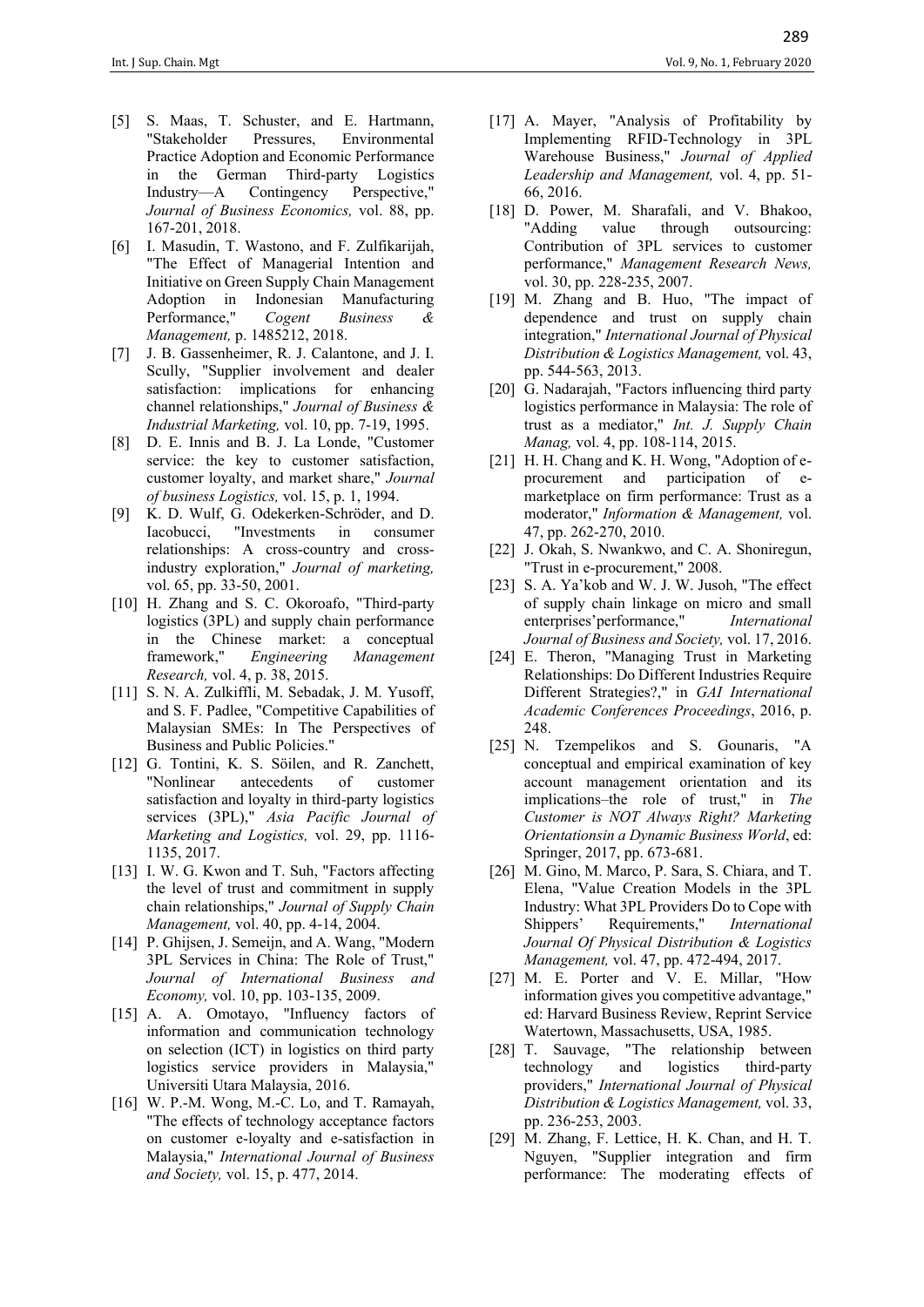[5] S. Maas, T. Schuster, and E. Hartmann, "Stakeholder Pressures, Environmental Practice Adoption and Economic Performance in the German Third-party Logistics Industry—A Contingency Perspective," *Journal of Business Economics,* vol. 88, pp. 167-201, 2018.

[6] I. Masudin, T. Wastono, and F. Zulfikarijah, "The Effect of Managerial Intention and Initiative on Green Supply Chain Management Adoption in Indonesian Manufacturing Performance," *Cogent Business & Management,* p. 1485212, 2018.

[7] J. B. Gassenheimer, R. J. Calantone, and J. I. Scully, "Supplier involvement and dealer satisfaction: implications for enhancing channel relationships," *Journal of Business & Industrial Marketing,* vol. 10, pp. 7-19, 1995.

[8] D. E. Innis and B. J. La Londe, "Customer service: the key to customer satisfaction, customer loyalty, and market share," *Journal of business Logistics,* vol. 15, p. 1, 1994.

[9] K. D. Wulf, G. Odekerken-Schröder, and D. Iacobucci, "Investments in consumer relationships: A cross-country and cross-industry exploration," *Journal of marketing,* vol. 65, pp. 33-50, 2001.

[10] H. Zhang and S. C. Okoroafo, "Third-party logistics (3PL) and supply chain performance in the Chinese market: a conceptual framework," *Engineering Management Research,* vol. 4, p. 38, 2015.

[11] S. N. A. Zulkiffli, M. Sebadak, J. M. Yusoff, and S. F. Padlee, "Competitive Capabilities of Malaysian SMEs: In The Perspectives of Business and Public Policies."

[12] G. Tontini, K. S. Söilen, and R. Zanchett, "Nonlinear antecedents of customer satisfaction and loyalty in third-party logistics services (3PL)," *Asia Pacific Journal of Marketing and Logistics,* vol. 29, pp. 1116-1135, 2017.

[13] I. W. G. Kwon and T. Suh, "Factors affecting the level of trust and commitment in supply chain relationships," *Journal of Supply Chain Management,* vol. 40, pp. 4-14, 2004.

[14] P. Ghijsen, J. Semeijn, and A. Wang, "Modern 3PL Services in China: The Role of Trust," *Journal of International Business and Economy,* vol. 10, pp. 103-135, 2009.

[15] A. A. Omotayo, "Influency factors of information and communication technology on selection (ICT) in logistics on third party logistics service providers in Malaysia," Universiti Utara Malaysia, 2016.

[16] W. P.-M. Wong, M.-C. Lo, and T. Ramayah, "The effects of technology acceptance factors on customer e-loyalty and e-satisfaction in Malaysia," *International Journal of Business and Society,* vol. 15, p. 477, 2014.

[17] A. Mayer, "Analysis of Profitability by Implementing RFID-Technology in 3PL Warehouse Business," *Journal of Applied Leadership and Management,* vol. 4, pp. 51-66, 2016.

[18] D. Power, M. Sharafali, and V. Bhakoo, "Adding value through outsourcing: Contribution of 3PL services to customer performance," *Management Research News,* vol. 30, pp. 228-235, 2007.

[19] M. Zhang and B. Huo, "The impact of dependence and trust on supply chain integration," *International Journal of Physical Distribution & Logistics Management,* vol. 43, pp. 544-563, 2013.

[20] G. Nadarajah, "Factors influencing third party logistics performance in Malaysia: The role of trust as a mediator," *Int. J. Supply Chain Manag,* vol. 4, pp. 108-114, 2015.

[21] H. H. Chang and K. H. Wong, "Adoption of e-procurement and participation of e-marketplace on firm performance: Trust as a moderator," *Information & Management,* vol. 47, pp. 262-270, 2010.

[22] J. Okah, S. Nwankwo, and C. A. Shoniregun, "Trust in e-procurement," 2008.

[23] S. A. Ya'kob and W. J. W. Jusoh, "The effect of supply chain linkage on micro and small enterprises'performance," *International Journal of Business and Society,* vol. 17, 2016.

[24] E. Theron, "Managing Trust in Marketing Relationships: Do Different Industries Require Different Strategies?," in *GAI International Academic Conferences Proceedings*, 2016, p. 248.

[25] N. Tzempelikos and S. Gounaris, "A conceptual and empirical examination of key account management orientation and its implications–the role of trust," in *The Customer is NOT Always Right? Marketing Orientationsin a Dynamic Business World*, ed: Springer, 2017, pp. 673-681.

[26] M. Gino, M. Marco, P. Sara, S. Chiara, and T. Elena, "Value Creation Models in the 3PL Industry: What 3PL Providers Do to Cope with Shippers' Requirements," *International Journal Of Physical Distribution & Logistics Management,* vol. 47, pp. 472-494, 2017.

[27] M. E. Porter and V. E. Millar, "How information gives you competitive advantage," ed: Harvard Business Review, Reprint Service Watertown, Massachusetts, USA, 1985.

[28] T. Sauvage, "The relationship between technology and logistics third-party providers," *International Journal of Physical Distribution & Logistics Management,* vol. 33, pp. 236-253, 2003.

[29] M. Zhang, F. Lettice, H. K. Chan, and H. T. Nguyen, "Supplier integration and firm performance: The moderating effects of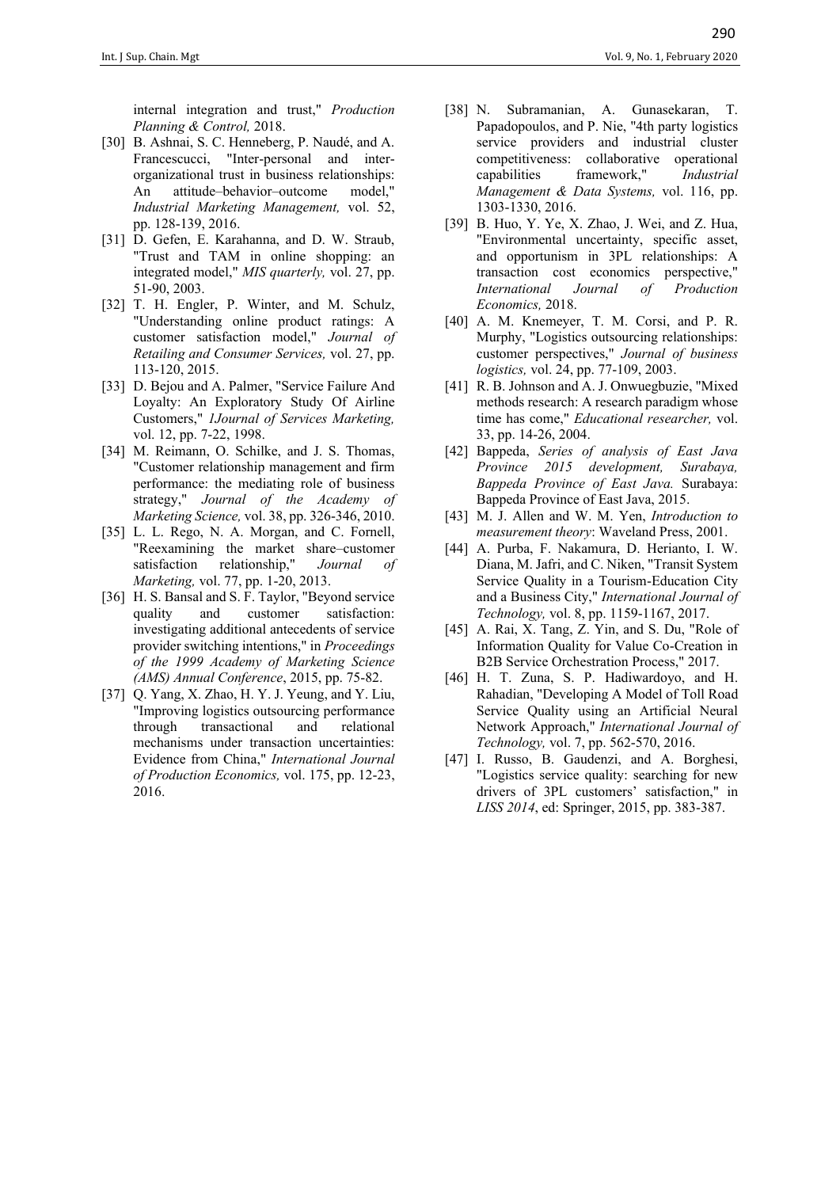internal integration and trust," *Production Planning & Control,* 2018.

[30] B. Ashnai, S. C. Henneberg, P. Naudé, and A. Francescucci, "Inter-personal and inter-organizational trust in business relationships: An attitude–behavior–outcome model," *Industrial Marketing Management,* vol. 52, pp. 128-139, 2016.

[31] D. Gefen, E. Karahanna, and D. W. Straub, "Trust and TAM in online shopping: an integrated model," *MIS quarterly,* vol. 27, pp. 51-90, 2003.

[32] T. H. Engler, P. Winter, and M. Schulz, "Understanding online product ratings: A customer satisfaction model," *Journal of Retailing and Consumer Services,* vol. 27, pp. 113-120, 2015.

[33] D. Bejou and A. Palmer, "Service Failure And Loyalty: An Exploratory Study Of Airline Customers," *1Journal of Services Marketing,* vol. 12, pp. 7-22, 1998.

[34] M. Reimann, O. Schilke, and J. S. Thomas, "Customer relationship management and firm performance: the mediating role of business strategy," *Journal of the Academy of Marketing Science,* vol. 38, pp. 326-346, 2010.

[35] L. L. Rego, N. A. Morgan, and C. Fornell, "Reexamining the market share–customer satisfaction relationship," *Journal of Marketing,* vol. 77, pp. 1-20, 2013.

[36] H. S. Bansal and S. F. Taylor, "Beyond service quality and customer satisfaction: investigating additional antecedents of service provider switching intentions," in *Proceedings of the 1999 Academy of Marketing Science (AMS) Annual Conference*, 2015, pp. 75-82.

[37] Q. Yang, X. Zhao, H. Y. J. Yeung, and Y. Liu, "Improving logistics outsourcing performance through transactional and relational mechanisms under transaction uncertainties: Evidence from China," *International Journal of Production Economics,* vol. 175, pp. 12-23, 2016.

[38] N. Subramanian, A. Gunasekaran, T. Papadopoulos, and P. Nie, "4th party logistics service providers and industrial cluster competitiveness: collaborative operational capabilities framework," *Industrial Management & Data Systems,* vol. 116, pp. 1303-1330, 2016.

[39] B. Huo, Y. Ye, X. Zhao, J. Wei, and Z. Hua, "Environmental uncertainty, specific asset, and opportunism in 3PL relationships: A transaction cost economics perspective," *International Journal of Production Economics,* 2018.

[40] A. M. Knemeyer, T. M. Corsi, and P. R. Murphy, "Logistics outsourcing relationships: customer perspectives," *Journal of business logistics,* vol. 24, pp. 77-109, 2003.

[41] R. B. Johnson and A. J. Onwuegbuzie, "Mixed methods research: A research paradigm whose time has come," *Educational researcher,* vol. 33, pp. 14-26, 2004.

[42] Bappeda, *Series of analysis of East Java Province 2015 development, Surabaya, Bappeda Province of East Java.* Surabaya: Bappeda Province of East Java, 2015.

[43] M. J. Allen and W. M. Yen, *Introduction to measurement theory*: Waveland Press, 2001.

[44] A. Purba, F. Nakamura, D. Herianto, I. W. Diana, M. Jafri, and C. Niken, "Transit System Service Quality in a Tourism-Education City and a Business City," *International Journal of Technology,* vol. 8, pp. 1159-1167, 2017.

[45] A. Rai, X. Tang, Z. Yin, and S. Du, "Role of Information Quality for Value Co-Creation in B2B Service Orchestration Process," 2017.

[46] H. T. Zuna, S. P. Hadiwardoyo, and H. Rahadian, "Developing A Model of Toll Road Service Quality using an Artificial Neural Network Approach," *International Journal of Technology,* vol. 7, pp. 562-570, 2016.

[47] I. Russo, B. Gaudenzi, and A. Borghesi, "Logistics service quality: searching for new drivers of 3PL customers' satisfaction," in *LISS 2014*, ed: Springer, 2015, pp. 383-387.